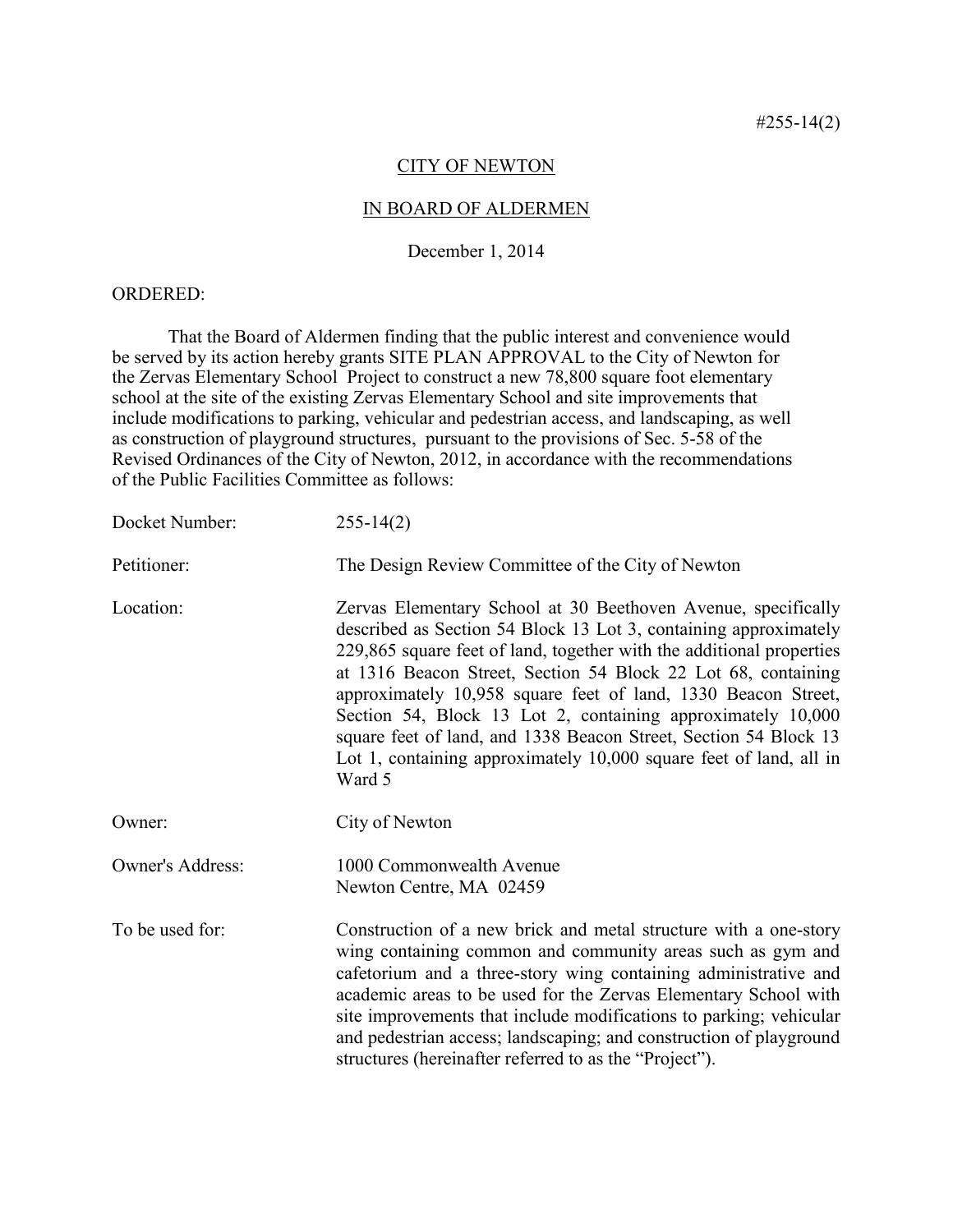#255-14(2)

CITY OF NEWTON

IN BOARD OF ALDERMEN

December 1, 2014

ORDERED:

That the Board of Aldermen finding that the public interest and convenience would be served by its action hereby grants SITE PLAN APPROVAL to the City of Newton for the Zervas Elementary School Project to construct a new 78,800 square foot elementary school at the site of the existing Zervas Elementary School and site improvements that include modifications to parking, vehicular and pedestrian access, and landscaping, as well as construction of playground structures, pursuant to the provisions of Sec. 5-58 of the Revised Ordinances of the City of Newton, 2012, in accordance with the recommendations of the Public Facilities Committee as follows:

| | |
|---|---|
| Docket Number: | 255-14(2) |
| Petitioner: | The Design Review Committee of the City of Newton |
| Location: | Zervas Elementary School at 30 Beethoven Avenue, specifically described as Section 54 Block 13 Lot 3, containing approximately 229,865 square feet of land, together with the additional properties at 1316 Beacon Street, Section 54 Block 22 Lot 68, containing approximately 10,958 square feet of land, 1330 Beacon Street, Section 54, Block 13 Lot 2, containing approximately 10,000 square feet of land, and 1338 Beacon Street, Section 54 Block 13 Lot 1, containing approximately 10,000 square feet of land, all in Ward 5 |
| Owner: | City of Newton |
| Owner's Address: | 1000 Commonwealth Avenue<br>Newton Centre, MA 02459 |
| To be used for: | Construction of a new brick and metal structure with a one-story wing containing common and community areas such as gym and cafetorium and a three-story wing containing administrative and academic areas to be used for the Zervas Elementary School with site improvements that include modifications to parking; vehicular and pedestrian access; landscaping; and construction of playground structures (hereinafter referred to as the "Project"). |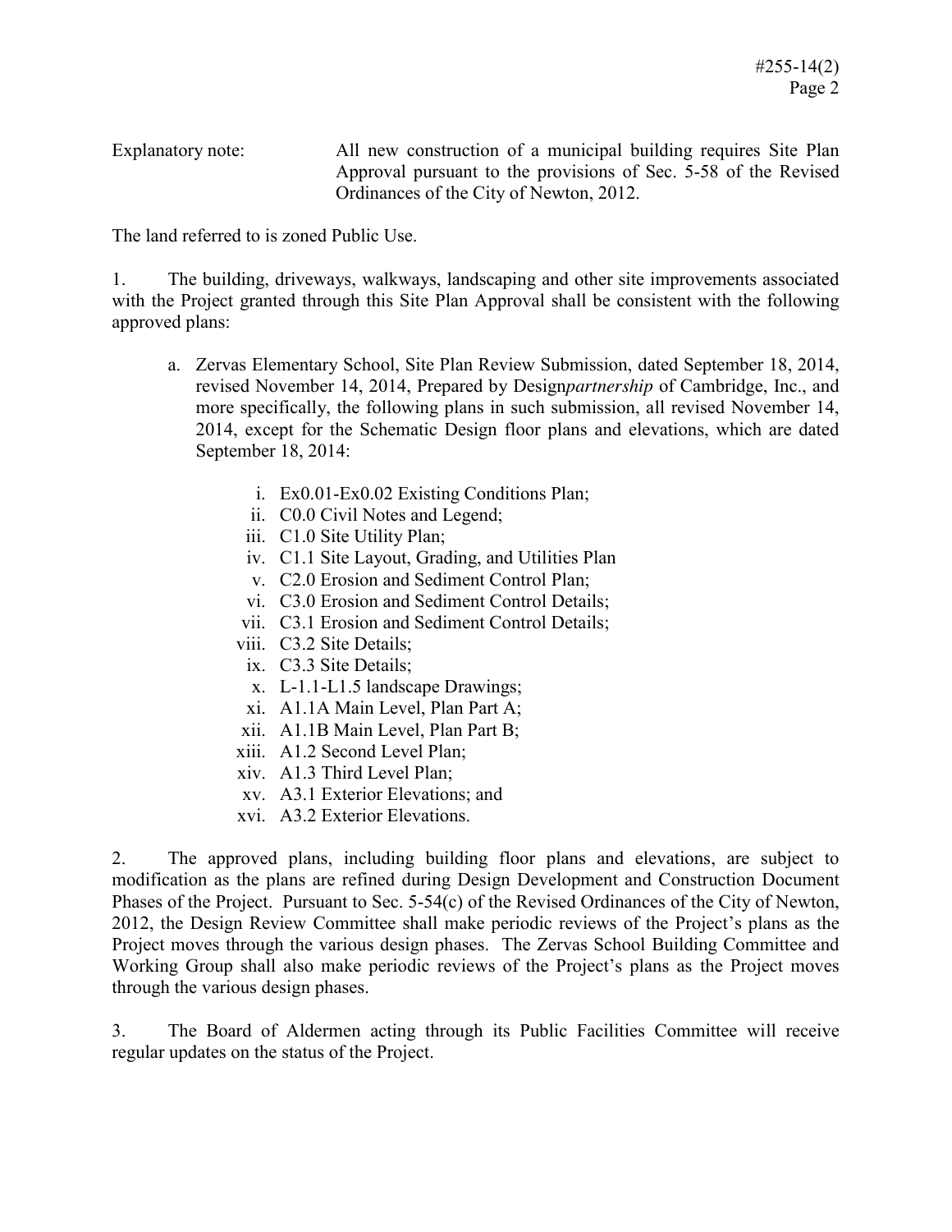Explanatory note: All new construction of a municipal building requires Site Plan Approval pursuant to the provisions of Sec. 5-58 of the Revised Ordinances of the City of Newton, 2012.

The land referred to is zoned Public Use.

1. The building, driveways, walkways, landscaping and other site improvements associated with the Project granted through this Site Plan Approval shall be consistent with the following approved plans:

   a. Zervas Elementary School, Site Plan Review Submission, dated September 18, 2014, revised November 14, 2014, Prepared by Design*partnership* of Cambridge, Inc., and more specifically, the following plans in such submission, all revised November 14, 2014, except for the Schematic Design floor plans and elevations, which are dated September 18, 2014:

      i. Ex0.01-Ex0.02 Existing Conditions Plan;
      ii. C0.0 Civil Notes and Legend;
      iii. C1.0 Site Utility Plan;
      iv. C1.1 Site Layout, Grading, and Utilities Plan
      v. C2.0 Erosion and Sediment Control Plan;
      vi. C3.0 Erosion and Sediment Control Details;
      vii. C3.1 Erosion and Sediment Control Details;
      viii. C3.2 Site Details;
      ix. C3.3 Site Details;
      x. L-1.1-L1.5 landscape Drawings;
      xi. A1.1A Main Level, Plan Part A;
      xii. A1.1B Main Level, Plan Part B;
      xiii. A1.2 Second Level Plan;
      xiv. A1.3 Third Level Plan;
      xv. A3.1 Exterior Elevations; and
      xvi. A3.2 Exterior Elevations.

2. The approved plans, including building floor plans and elevations, are subject to modification as the plans are refined during Design Development and Construction Document Phases of the Project. Pursuant to Sec. 5-54(c) of the Revised Ordinances of the City of Newton, 2012, the Design Review Committee shall make periodic reviews of the Project's plans as the Project moves through the various design phases. The Zervas School Building Committee and Working Group shall also make periodic reviews of the Project's plans as the Project moves through the various design phases.

3. The Board of Aldermen acting through its Public Facilities Committee will receive regular updates on the status of the Project.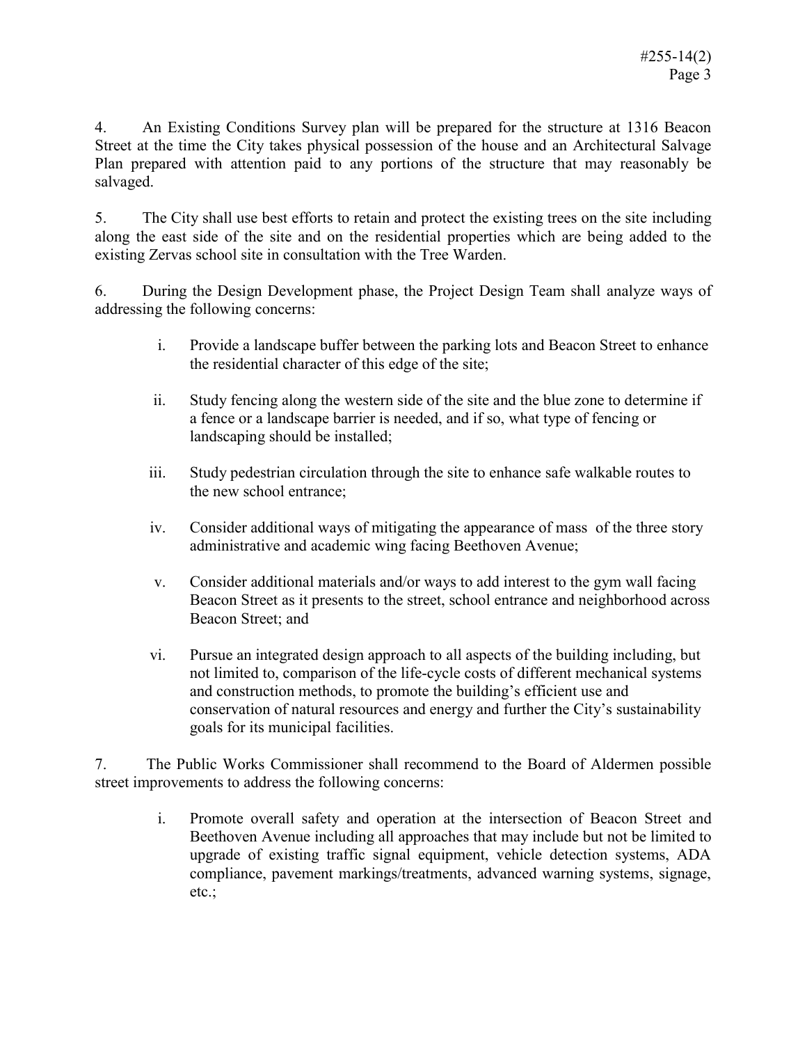4. An Existing Conditions Survey plan will be prepared for the structure at 1316 Beacon Street at the time the City takes physical possession of the house and an Architectural Salvage Plan prepared with attention paid to any portions of the structure that may reasonably be salvaged.

5. The City shall use best efforts to retain and protect the existing trees on the site including along the east side of the site and on the residential properties which are being added to the existing Zervas school site in consultation with the Tree Warden.

6. During the Design Development phase, the Project Design Team shall analyze ways of addressing the following concerns:

   i. Provide a landscape buffer between the parking lots and Beacon Street to enhance the residential character of this edge of the site;

   ii. Study fencing along the western side of the site and the blue zone to determine if a fence or a landscape barrier is needed, and if so, what type of fencing or landscaping should be installed;

   iii. Study pedestrian circulation through the site to enhance safe walkable routes to the new school entrance;

   iv. Consider additional ways of mitigating the appearance of mass of the three story administrative and academic wing facing Beethoven Avenue;

   v. Consider additional materials and/or ways to add interest to the gym wall facing Beacon Street as it presents to the street, school entrance and neighborhood across Beacon Street; and

   vi. Pursue an integrated design approach to all aspects of the building including, but not limited to, comparison of the life-cycle costs of different mechanical systems and construction methods, to promote the building's efficient use and conservation of natural resources and energy and further the City's sustainability goals for its municipal facilities.

7. The Public Works Commissioner shall recommend to the Board of Aldermen possible street improvements to address the following concerns:

   i. Promote overall safety and operation at the intersection of Beacon Street and Beethoven Avenue including all approaches that may include but not be limited to upgrade of existing traffic signal equipment, vehicle detection systems, ADA compliance, pavement markings/treatments, advanced warning systems, signage, etc.;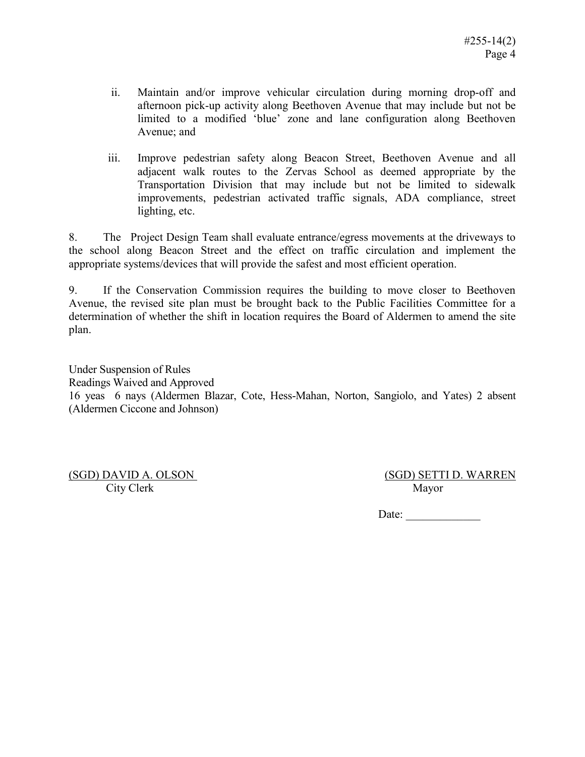ii. Maintain and/or improve vehicular circulation during morning drop-off and afternoon pick-up activity along Beethoven Avenue that may include but not be limited to a modified 'blue' zone and lane configuration along Beethoven Avenue; and

iii. Improve pedestrian safety along Beacon Street, Beethoven Avenue and all adjacent walk routes to the Zervas School as deemed appropriate by the Transportation Division that may include but not be limited to sidewalk improvements, pedestrian activated traffic signals, ADA compliance, street lighting, etc.

8. The Project Design Team shall evaluate entrance/egress movements at the driveways to the school along Beacon Street and the effect on traffic circulation and implement the appropriate systems/devices that will provide the safest and most efficient operation.

9. If the Conservation Commission requires the building to move closer to Beethoven Avenue, the revised site plan must be brought back to the Public Facilities Committee for a determination of whether the shift in location requires the Board of Aldermen to amend the site plan.

Under Suspension of Rules
Readings Waived and Approved
16 yeas 6 nays (Aldermen Blazar, Cote, Hess-Mahan, Norton, Sangiolo, and Yates) 2 absent (Aldermen Ciccone and Johnson)

(SGD) DAVID A. OLSON
City Clerk

(SGD) SETTI D. WARREN
Mayor

Date: _____________